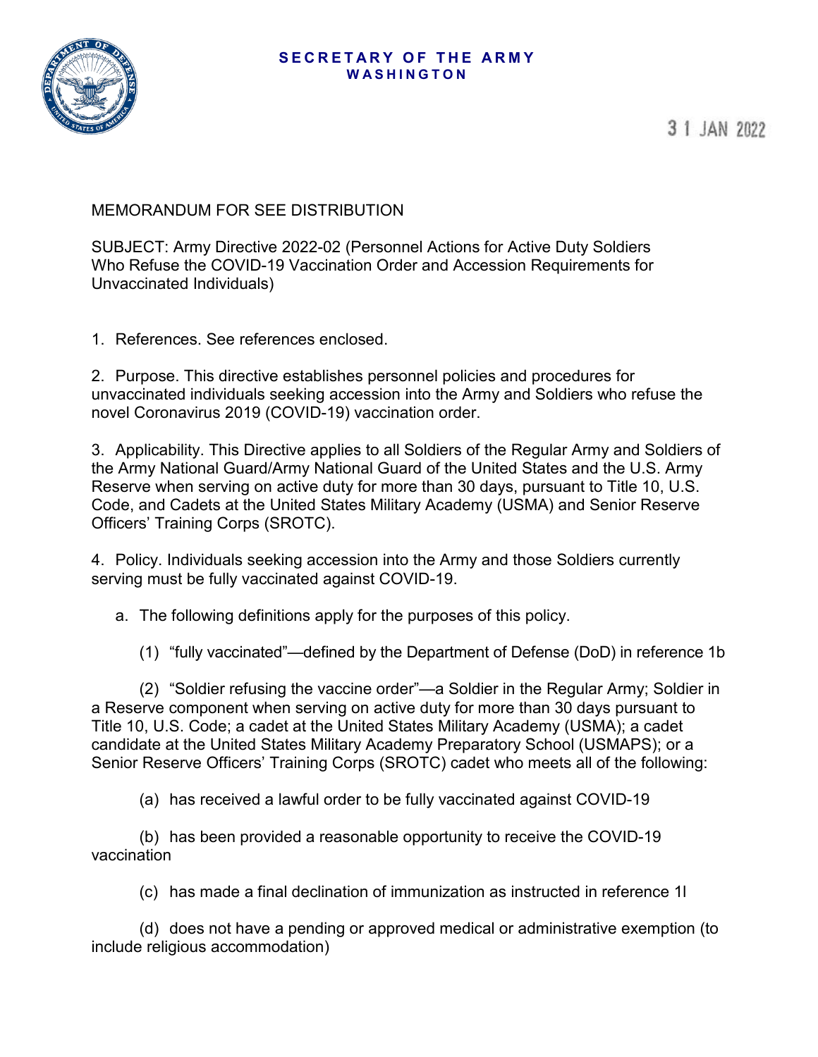**SECRETARY OF THE ARMY**
**WASHINGTON**

31 JAN 2022

MEMORANDUM FOR SEE DISTRIBUTION

SUBJECT: Army Directive 2022-02 (Personnel Actions for Active Duty Soldiers Who Refuse the COVID-19 Vaccination Order and Accession Requirements for Unvaccinated Individuals)

1. References. See references enclosed.

2. Purpose. This directive establishes personnel policies and procedures for unvaccinated individuals seeking accession into the Army and Soldiers who refuse the novel Coronavirus 2019 (COVID-19) vaccination order.

3. Applicability. This Directive applies to all Soldiers of the Regular Army and Soldiers of the Army National Guard/Army National Guard of the United States and the U.S. Army Reserve when serving on active duty for more than 30 days, pursuant to Title 10, U.S. Code, and Cadets at the United States Military Academy (USMA) and Senior Reserve Officers' Training Corps (SROTC).

4. Policy. Individuals seeking accession into the Army and those Soldiers currently serving must be fully vaccinated against COVID-19.

   a. The following definitions apply for the purposes of this policy.

      (1) "fully vaccinated"—defined by the Department of Defense (DoD) in reference 1b

      (2) "Soldier refusing the vaccine order"—a Soldier in the Regular Army; Soldier in a Reserve component when serving on active duty for more than 30 days pursuant to Title 10, U.S. Code; a cadet at the United States Military Academy (USMA); a cadet candidate at the United States Military Academy Preparatory School (USMAPS); or a Senior Reserve Officers' Training Corps (SROTC) cadet who meets all of the following:

         (a) has received a lawful order to be fully vaccinated against COVID-19

         (b) has been provided a reasonable opportunity to receive the COVID-19 vaccination

         (c) has made a final declination of immunization as instructed in reference 1l

         (d) does not have a pending or approved medical or administrative exemption (to include religious accommodation)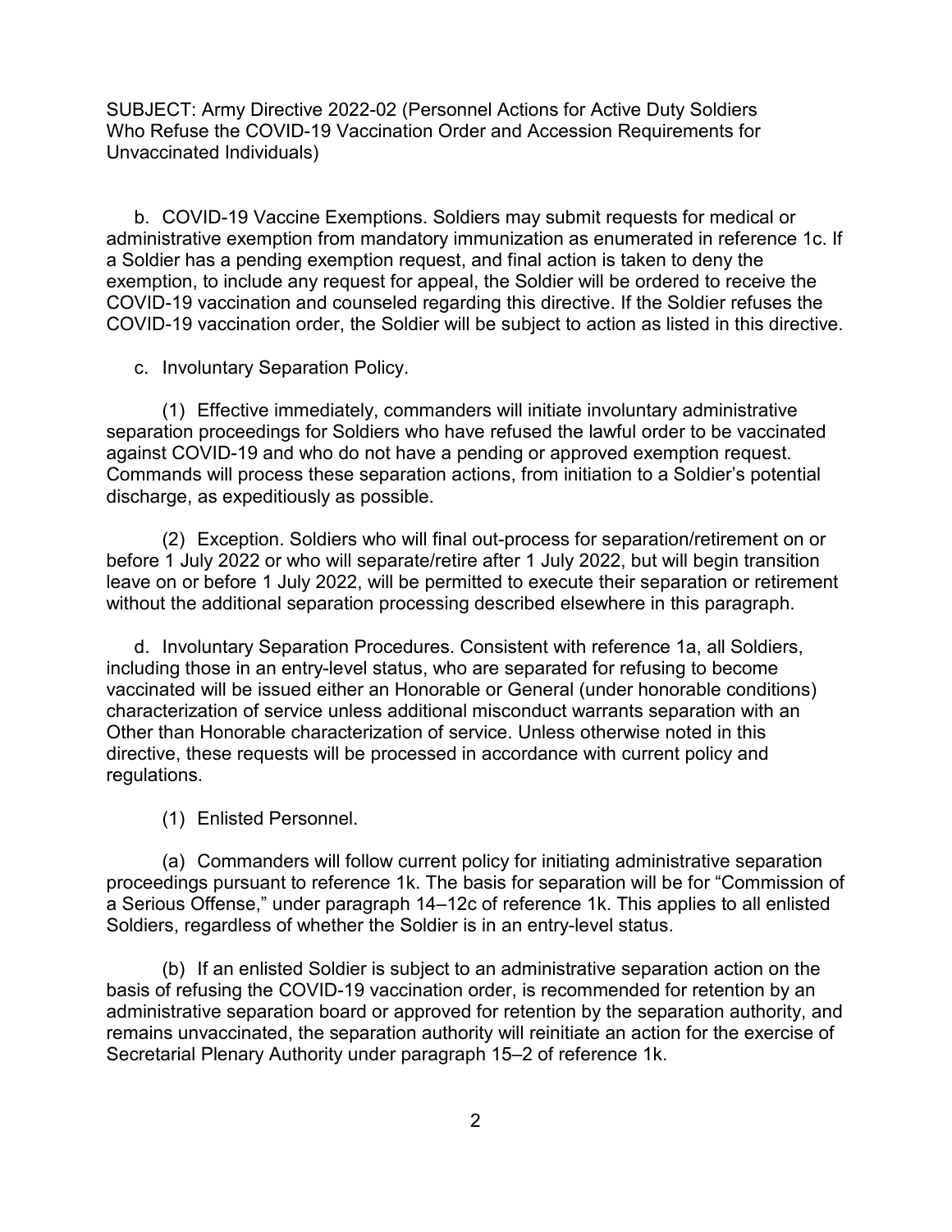SUBJECT: Army Directive 2022-02 (Personnel Actions for Active Duty Soldiers Who Refuse the COVID-19 Vaccination Order and Accession Requirements for Unvaccinated Individuals)

b. COVID-19 Vaccine Exemptions. Soldiers may submit requests for medical or administrative exemption from mandatory immunization as enumerated in reference 1c. If a Soldier has a pending exemption request, and final action is taken to deny the exemption, to include any request for appeal, the Soldier will be ordered to receive the COVID-19 vaccination and counseled regarding this directive. If the Soldier refuses the COVID-19 vaccination order, the Soldier will be subject to action as listed in this directive.

c. Involuntary Separation Policy.

(1) Effective immediately, commanders will initiate involuntary administrative separation proceedings for Soldiers who have refused the lawful order to be vaccinated against COVID-19 and who do not have a pending or approved exemption request. Commands will process these separation actions, from initiation to a Soldier's potential discharge, as expeditiously as possible.

(2) Exception. Soldiers who will final out-process for separation/retirement on or before 1 July 2022 or who will separate/retire after 1 July 2022, but will begin transition leave on or before 1 July 2022, will be permitted to execute their separation or retirement without the additional separation processing described elsewhere in this paragraph.

d. Involuntary Separation Procedures. Consistent with reference 1a, all Soldiers, including those in an entry-level status, who are separated for refusing to become vaccinated will be issued either an Honorable or General (under honorable conditions) characterization of service unless additional misconduct warrants separation with an Other than Honorable characterization of service. Unless otherwise noted in this directive, these requests will be processed in accordance with current policy and regulations.

(1) Enlisted Personnel.

(a) Commanders will follow current policy for initiating administrative separation proceedings pursuant to reference 1k. The basis for separation will be for "Commission of a Serious Offense," under paragraph 14–12c of reference 1k. This applies to all enlisted Soldiers, regardless of whether the Soldier is in an entry-level status.

(b) If an enlisted Soldier is subject to an administrative separation action on the basis of refusing the COVID-19 vaccination order, is recommended for retention by an administrative separation board or approved for retention by the separation authority, and remains unvaccinated, the separation authority will reinitiate an action for the exercise of Secretarial Plenary Authority under paragraph 15–2 of reference 1k.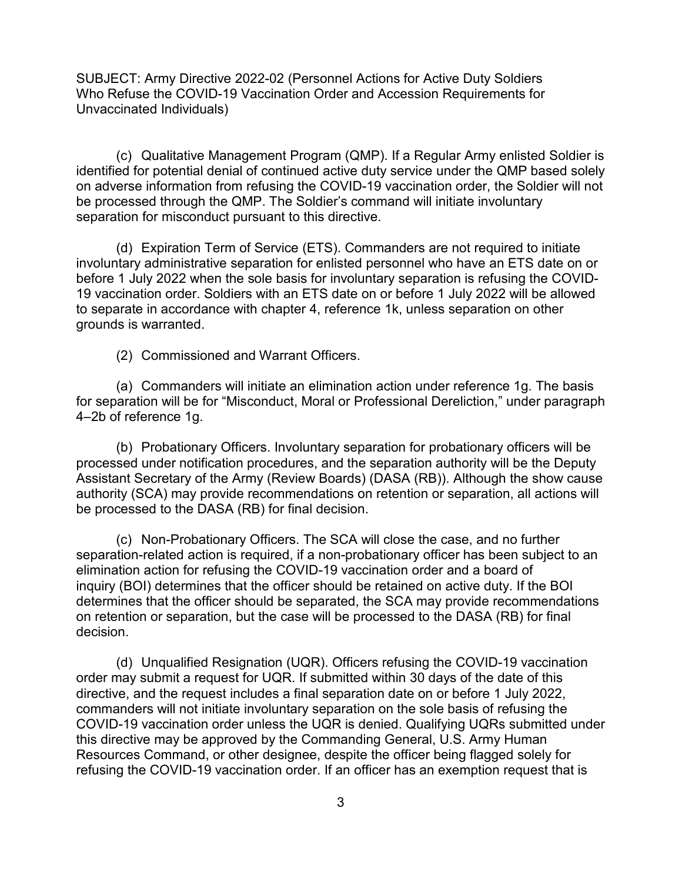(c) Qualitative Management Program (QMP). If a Regular Army enlisted Soldier is identified for potential denial of continued active duty service under the QMP based solely on adverse information from refusing the COVID-19 vaccination order, the Soldier will not be processed through the QMP. The Soldier's command will initiate involuntary separation for misconduct pursuant to this directive.

(d) Expiration Term of Service (ETS). Commanders are not required to initiate involuntary administrative separation for enlisted personnel who have an ETS date on or before 1 July 2022 when the sole basis for involuntary separation is refusing the COVID-19 vaccination order. Soldiers with an ETS date on or before 1 July 2022 will be allowed to separate in accordance with chapter 4, reference 1k, unless separation on other grounds is warranted.

(2) Commissioned and Warrant Officers.

(a) Commanders will initiate an elimination action under reference 1g. The basis for separation will be for "Misconduct, Moral or Professional Dereliction," under paragraph 4–2b of reference 1g.

(b) Probationary Officers. Involuntary separation for probationary officers will be processed under notification procedures, and the separation authority will be the Deputy Assistant Secretary of the Army (Review Boards) (DASA (RB)). Although the show cause authority (SCA) may provide recommendations on retention or separation, all actions will be processed to the DASA (RB) for final decision.

(c) Non-Probationary Officers. The SCA will close the case, and no further separation-related action is required, if a non-probationary officer has been subject to an elimination action for refusing the COVID-19 vaccination order and a board of inquiry (BOI) determines that the officer should be retained on active duty. If the BOI determines that the officer should be separated, the SCA may provide recommendations on retention or separation, but the case will be processed to the DASA (RB) for final decision.

(d) Unqualified Resignation (UQR). Officers refusing the COVID-19 vaccination order may submit a request for UQR. If submitted within 30 days of the date of this directive, and the request includes a final separation date on or before 1 July 2022, commanders will not initiate involuntary separation on the sole basis of refusing the COVID-19 vaccination order unless the UQR is denied. Qualifying UQRs submitted under this directive may be approved by the Commanding General, U.S. Army Human Resources Command, or other designee, despite the officer being flagged solely for refusing the COVID-19 vaccination order. If an officer has an exemption request that is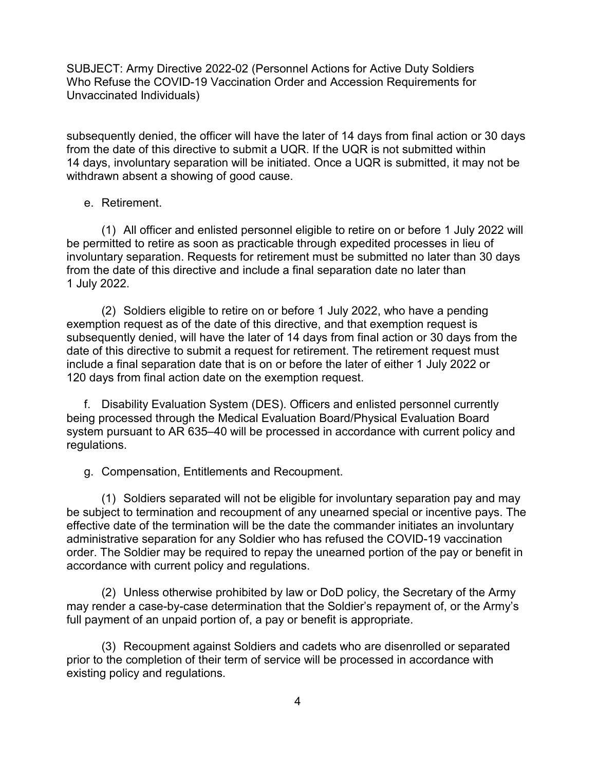subsequently denied, the officer will have the later of 14 days from final action or 30 days from the date of this directive to submit a UQR. If the UQR is not submitted within 14 days, involuntary separation will be initiated. Once a UQR is submitted, it may not be withdrawn absent a showing of good cause.

e. Retirement.

(1) All officer and enlisted personnel eligible to retire on or before 1 July 2022 will be permitted to retire as soon as practicable through expedited processes in lieu of involuntary separation. Requests for retirement must be submitted no later than 30 days from the date of this directive and include a final separation date no later than 1 July 2022.

(2) Soldiers eligible to retire on or before 1 July 2022, who have a pending exemption request as of the date of this directive, and that exemption request is subsequently denied, will have the later of 14 days from final action or 30 days from the date of this directive to submit a request for retirement. The retirement request must include a final separation date that is on or before the later of either 1 July 2022 or 120 days from final action date on the exemption request.

f. Disability Evaluation System (DES). Officers and enlisted personnel currently being processed through the Medical Evaluation Board/Physical Evaluation Board system pursuant to AR 635–40 will be processed in accordance with current policy and regulations.

g. Compensation, Entitlements and Recoupment.

(1) Soldiers separated will not be eligible for involuntary separation pay and may be subject to termination and recoupment of any unearned special or incentive pays. The effective date of the termination will be the date the commander initiates an involuntary administrative separation for any Soldier who has refused the COVID-19 vaccination order. The Soldier may be required to repay the unearned portion of the pay or benefit in accordance with current policy and regulations.

(2) Unless otherwise prohibited by law or DoD policy, the Secretary of the Army may render a case-by-case determination that the Soldier's repayment of, or the Army's full payment of an unpaid portion of, a pay or benefit is appropriate.

(3) Recoupment against Soldiers and cadets who are disenrolled or separated prior to the completion of their term of service will be processed in accordance with existing policy and regulations.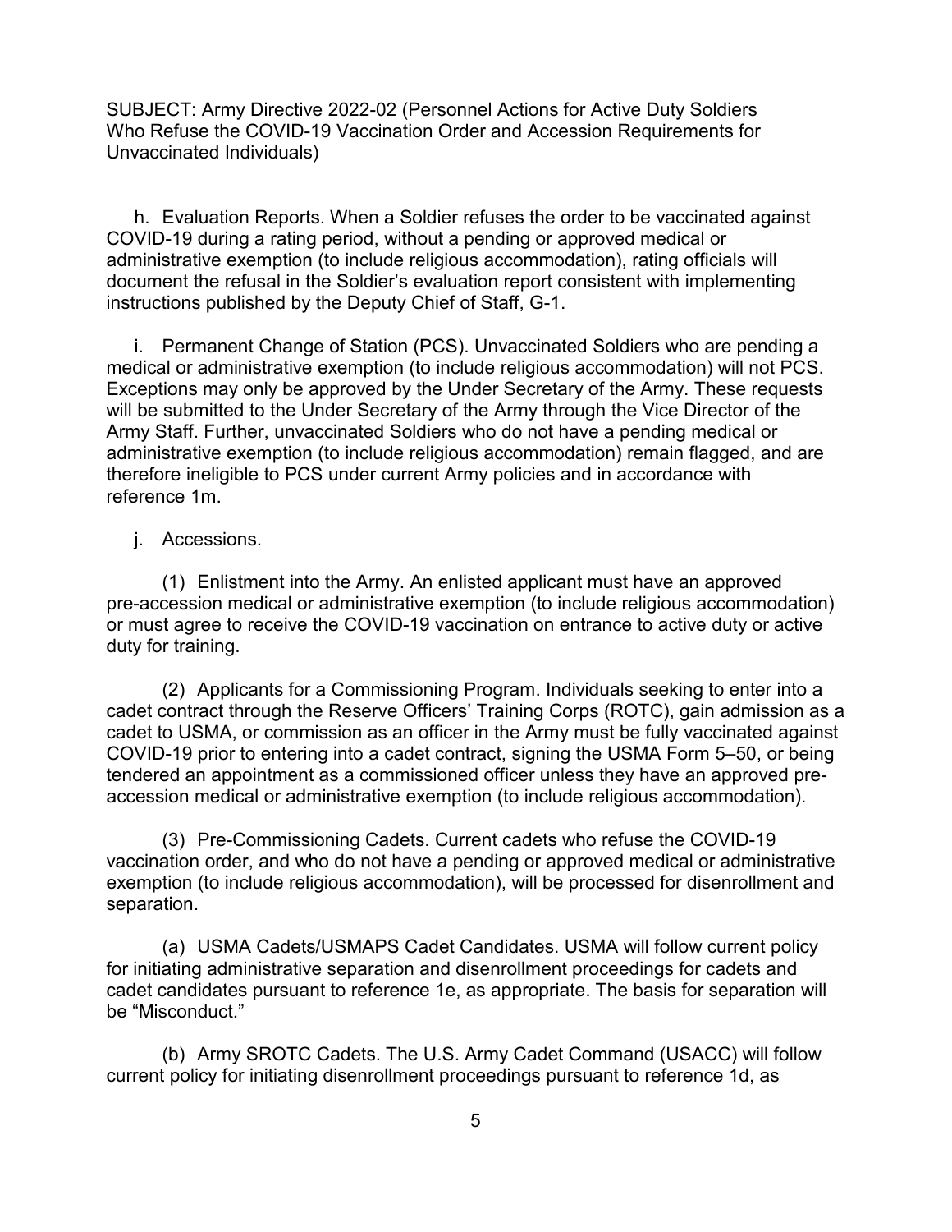h. Evaluation Reports. When a Soldier refuses the order to be vaccinated against COVID-19 during a rating period, without a pending or approved medical or administrative exemption (to include religious accommodation), rating officials will document the refusal in the Soldier's evaluation report consistent with implementing instructions published by the Deputy Chief of Staff, G-1.

i. Permanent Change of Station (PCS). Unvaccinated Soldiers who are pending a medical or administrative exemption (to include religious accommodation) will not PCS. Exceptions may only be approved by the Under Secretary of the Army. These requests will be submitted to the Under Secretary of the Army through the Vice Director of the Army Staff. Further, unvaccinated Soldiers who do not have a pending medical or administrative exemption (to include religious accommodation) remain flagged, and are therefore ineligible to PCS under current Army policies and in accordance with reference 1m.

j. Accessions.

(1) Enlistment into the Army. An enlisted applicant must have an approved pre-accession medical or administrative exemption (to include religious accommodation) or must agree to receive the COVID-19 vaccination on entrance to active duty or active duty for training.

(2) Applicants for a Commissioning Program. Individuals seeking to enter into a cadet contract through the Reserve Officers' Training Corps (ROTC), gain admission as a cadet to USMA, or commission as an officer in the Army must be fully vaccinated against COVID-19 prior to entering into a cadet contract, signing the USMA Form 5–50, or being tendered an appointment as a commissioned officer unless they have an approved pre-accession medical or administrative exemption (to include religious accommodation).

(3) Pre-Commissioning Cadets. Current cadets who refuse the COVID-19 vaccination order, and who do not have a pending or approved medical or administrative exemption (to include religious accommodation), will be processed for disenrollment and separation.

(a) USMA Cadets/USMAPS Cadet Candidates. USMA will follow current policy for initiating administrative separation and disenrollment proceedings for cadets and cadet candidates pursuant to reference 1e, as appropriate. The basis for separation will be "Misconduct."

(b) Army SROTC Cadets. The U.S. Army Cadet Command (USACC) will follow current policy for initiating disenrollment proceedings pursuant to reference 1d, as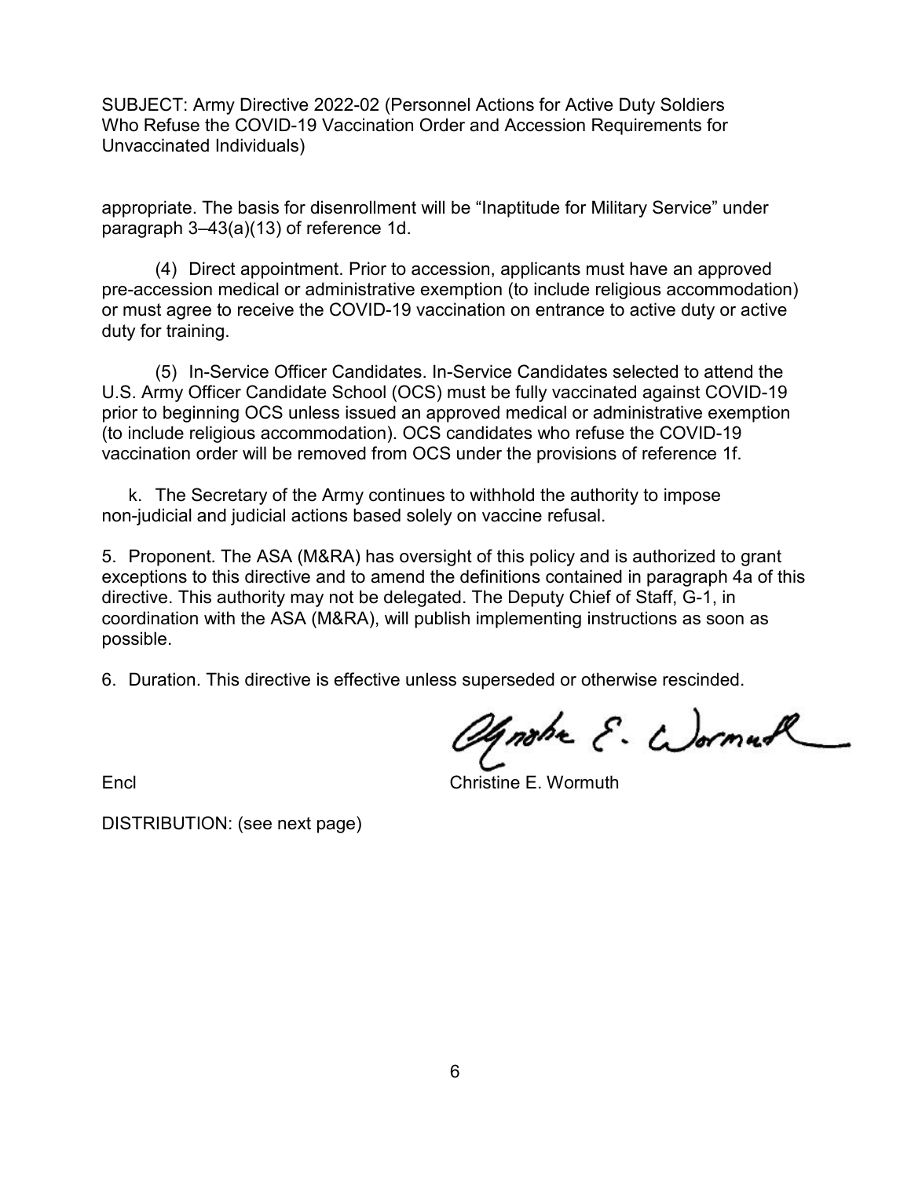appropriate. The basis for disenrollment will be "Inaptitude for Military Service" under paragraph 3–43(a)(13) of reference 1d.

(4) Direct appointment. Prior to accession, applicants must have an approved pre-accession medical or administrative exemption (to include religious accommodation) or must agree to receive the COVID-19 vaccination on entrance to active duty or active duty for training.

(5) In-Service Officer Candidates. In-Service Candidates selected to attend the U.S. Army Officer Candidate School (OCS) must be fully vaccinated against COVID-19 prior to beginning OCS unless issued an approved medical or administrative exemption (to include religious accommodation). OCS candidates who refuse the COVID-19 vaccination order will be removed from OCS under the provisions of reference 1f.

k. The Secretary of the Army continues to withhold the authority to impose non-judicial and judicial actions based solely on vaccine refusal.

5. Proponent. The ASA (M&RA) has oversight of this policy and is authorized to grant exceptions to this directive and to amend the definitions contained in paragraph 4a of this directive. This authority may not be delegated. The Deputy Chief of Staff, G-1, in coordination with the ASA (M&RA), will publish implementing instructions as soon as possible.

6. Duration. This directive is effective unless superseded or otherwise rescinded.

Christine E. Wormuth

Encl

DISTRIBUTION: (see next page)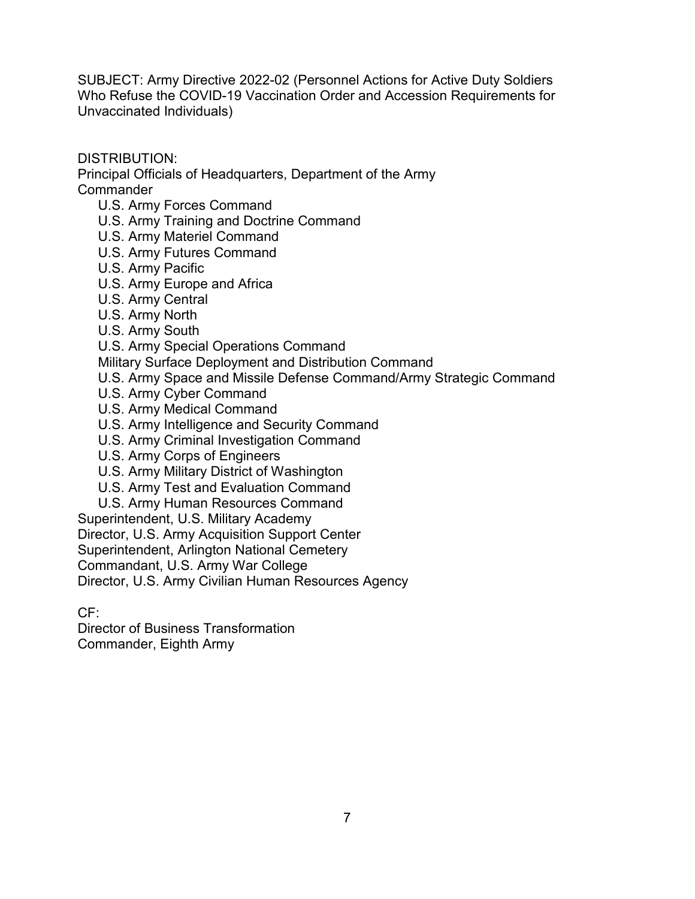SUBJECT: Army Directive 2022-02 (Personnel Actions for Active Duty Soldiers Who Refuse the COVID-19 Vaccination Order and Accession Requirements for Unvaccinated Individuals)

DISTRIBUTION:
Principal Officials of Headquarters, Department of the Army
Commander
- U.S. Army Forces Command
- U.S. Army Training and Doctrine Command
- U.S. Army Materiel Command
- U.S. Army Futures Command
- U.S. Army Pacific
- U.S. Army Europe and Africa
- U.S. Army Central
- U.S. Army North
- U.S. Army South
- U.S. Army Special Operations Command
- Military Surface Deployment and Distribution Command
- U.S. Army Space and Missile Defense Command/Army Strategic Command
- U.S. Army Cyber Command
- U.S. Army Medical Command
- U.S. Army Intelligence and Security Command
- U.S. Army Criminal Investigation Command
- U.S. Army Corps of Engineers
- U.S. Army Military District of Washington
- U.S. Army Test and Evaluation Command
- U.S. Army Human Resources Command

Superintendent, U.S. Military Academy
Director, U.S. Army Acquisition Support Center
Superintendent, Arlington National Cemetery
Commandant, U.S. Army War College
Director, U.S. Army Civilian Human Resources Agency

CF:
Director of Business Transformation
Commander, Eighth Army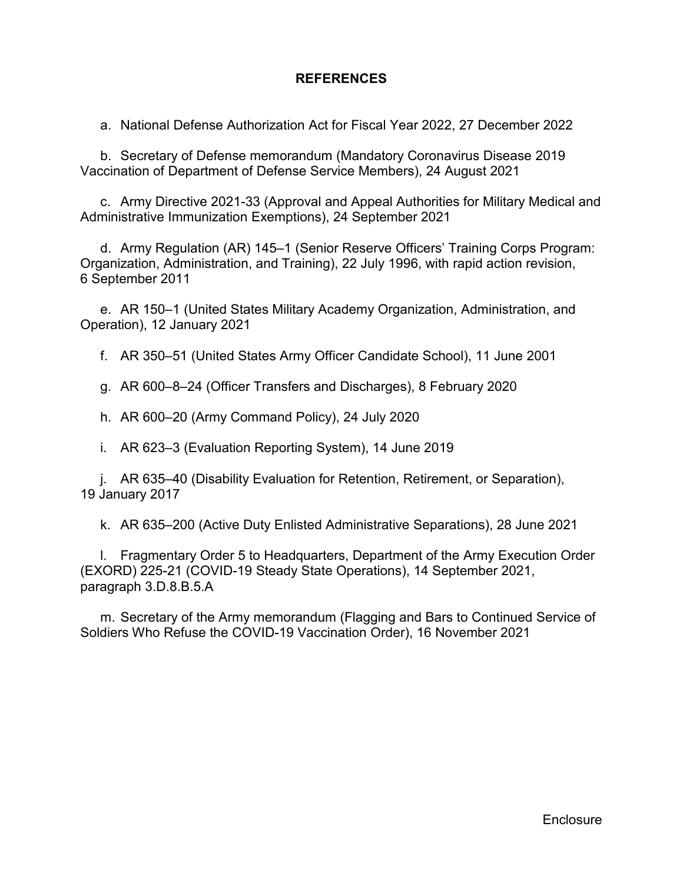## REFERENCES

a. National Defense Authorization Act for Fiscal Year 2022, 27 December 2022

b. Secretary of Defense memorandum (Mandatory Coronavirus Disease 2019 Vaccination of Department of Defense Service Members), 24 August 2021

c. Army Directive 2021-33 (Approval and Appeal Authorities for Military Medical and Administrative Immunization Exemptions), 24 September 2021

d. Army Regulation (AR) 145–1 (Senior Reserve Officers' Training Corps Program: Organization, Administration, and Training), 22 July 1996, with rapid action revision, 6 September 2011

e. AR 150–1 (United States Military Academy Organization, Administration, and Operation), 12 January 2021

f. AR 350–51 (United States Army Officer Candidate School), 11 June 2001

g. AR 600–8–24 (Officer Transfers and Discharges), 8 February 2020

h. AR 600–20 (Army Command Policy), 24 July 2020

i. AR 623–3 (Evaluation Reporting System), 14 June 2019

j. AR 635–40 (Disability Evaluation for Retention, Retirement, or Separation), 19 January 2017

k. AR 635–200 (Active Duty Enlisted Administrative Separations), 28 June 2021

l. Fragmentary Order 5 to Headquarters, Department of the Army Execution Order (EXORD) 225-21 (COVID-19 Steady State Operations), 14 September 2021, paragraph 3.D.8.B.5.A

m. Secretary of the Army memorandum (Flagging and Bars to Continued Service of Soldiers Who Refuse the COVID-19 Vaccination Order), 16 November 2021

Enclosure